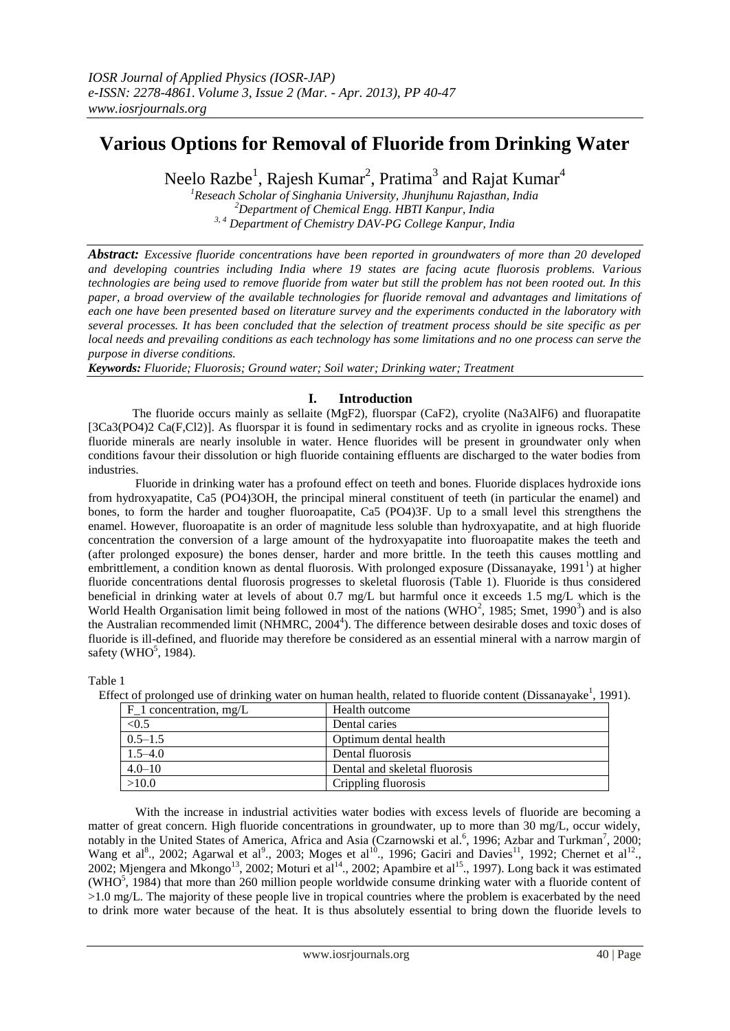# Various Options for Removal of Fluoride from Drinking Water

Neelo Razbe[1], Rajesh Kumar[2], Pratima[3] and Rajat Kumar[4]

[1]Reseach Scholar of Singhania University, Jhunjhunu Rajasthan, India
[2]Department of Chemical Engg. HBTI Kanpur, India
[3, 4] Department of Chemistry DAV-PG College Kanpur, India

***Abstract:*** *Excessive fluoride concentrations have been reported in groundwaters of more than 20 developed and developing countries including India where 19 states are facing acute fluorosis problems. Various technologies are being used to remove fluoride from water but still the problem has not been rooted out. In this paper, a broad overview of the available technologies for fluoride removal and advantages and limitations of each one have been presented based on literature survey and the experiments conducted in the laboratory with several processes. It has been concluded that the selection of treatment process should be site specific as per local needs and prevailing conditions as each technology has some limitations and no one process can serve the purpose in diverse conditions.*

***Keywords:*** *Fluoride; Fluorosis; Ground water; Soil water; Drinking water; Treatment*

## I. Introduction

The fluoride occurs mainly as sellaite ($MgF_2$), fluorspar ($CaF_2$), cryolite ($Na_3AlF_6$) and fluorapatite [$3Ca_3(PO_4)_2\ Ca(F,Cl_2)$]. As fluorspar it is found in sedimentary rocks and as cryolite in igneous rocks. These fluoride minerals are nearly insoluble in water. Hence fluorides will be present in groundwater only when conditions favour their dissolution or high fluoride containing effluents are discharged to the water bodies from industries.

Fluoride in drinking water has a profound effect on teeth and bones. Fluoride displaces hydroxide ions from hydroxyapatite, $Ca_5(PO_4)_3OH$, the principal mineral constituent of teeth (in particular the enamel) and bones, to form the harder and tougher fluoroapatite, $Ca_5(PO_4)_3F$. Up to a small level this strengthens the enamel. However, fluoroapatite is an order of magnitude less soluble than hydroxyapatite, and at high fluoride concentration the conversion of a large amount of the hydroxyapatite into fluoroapatite makes the teeth and (after prolonged exposure) the bones denser, harder and more brittle. In the teeth this causes mottling and embrittlement, a condition known as dental fluorosis. With prolonged exposure (Dissanayake, 1991[1]) at higher fluoride concentrations dental fluorosis progresses to skeletal fluorosis (Table 1). Fluoride is thus considered beneficial in drinking water at levels of about 0.7 mg/L but harmful once it exceeds 1.5 mg/L which is the World Health Organisation limit being followed in most of the nations (WHO[2], 1985; Smet, 1990[3]) and is also the Australian recommended limit (NHMRC, 2004[4]). The difference between desirable doses and toxic doses of fluoride is ill-defined, and fluoride may therefore be considered as an essential mineral with a narrow margin of safety (WHO[5], 1984).

Table 1

Effect of prolonged use of drinking water on human health, related to fluoride content (Dissanayake[1], 1991).

| F_1 concentration, mg/L | Health outcome |
|---|---|
| <0.5 | Dental caries |
| 0.5–1.5 | Optimum dental health |
| 1.5–4.0 | Dental fluorosis |
| 4.0–10 | Dental and skeletal fluorosis |
| >10.0 | Crippling fluorosis |

With the increase in industrial activities water bodies with excess levels of fluoride are becoming a matter of great concern. High fluoride concentrations in groundwater, up to more than 30 mg/L, occur widely, notably in the United States of America, Africa and Asia (Czarnowski et al.[6], 1996; Azbar and Turkman[7], 2000; Wang et al[8]., 2002; Agarwal et al[9]., 2003; Moges et al[10]., 1996; Gaciri and Davies[11], 1992; Chernet et al[12]., 2002; Mjengera and Mkongo[13], 2002; Moturi et al[14]., 2002; Apambire et al[15]., 1997). Long back it was estimated (WHO[5], 1984) that more than 260 million people worldwide consume drinking water with a fluoride content of >1.0 mg/L. The majority of these people live in tropical countries where the problem is exacerbated by the need to drink more water because of the heat. It is thus absolutely essential to bring down the fluoride levels to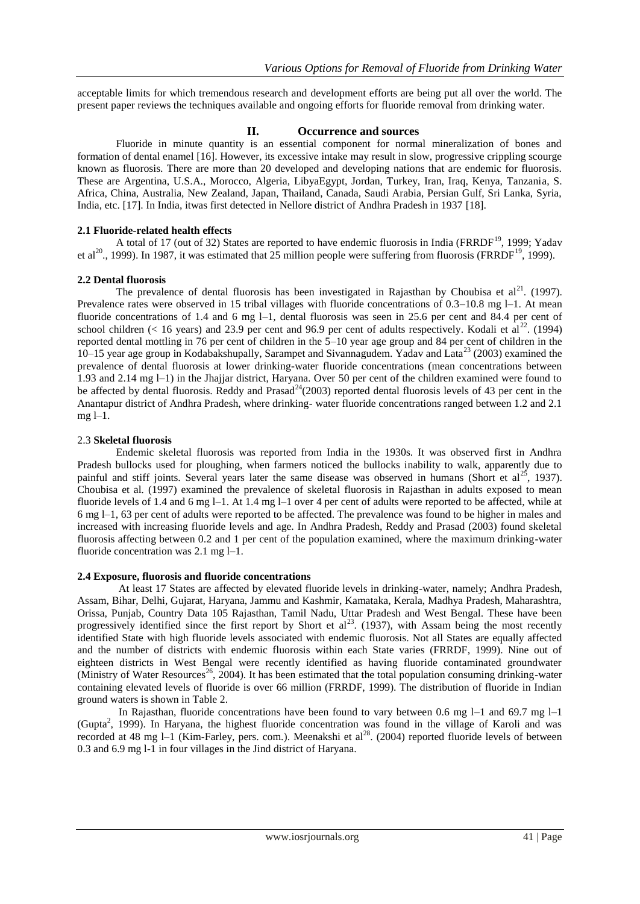acceptable limits for which tremendous research and development efforts are being put all over the world. The present paper reviews the techniques available and ongoing efforts for fluoride removal from drinking water.

## II. Occurrence and sources

Fluoride in minute quantity is an essential component for normal mineralization of bones and formation of dental enamel [16]. However, its excessive intake may result in slow, progressive crippling scourge known as fluorosis. There are more than 20 developed and developing nations that are endemic for fluorosis. These are Argentina, U.S.A., Morocco, Algeria, LibyaEgypt, Jordan, Turkey, Iran, Iraq, Kenya, Tanzania, S. Africa, China, Australia, New Zealand, Japan, Thailand, Canada, Saudi Arabia, Persian Gulf, Sri Lanka, Syria, India, etc. [17]. In India, itwas first detected in Nellore district of Andhra Pradesh in 1937 [18].

### 2.1 Fluoride-related health effects

A total of 17 (out of 32) States are reported to have endemic fluorosis in India (FRRDF[19], 1999; Yadav et al[20]., 1999). In 1987, it was estimated that 25 million people were suffering from fluorosis (FRRDF[19], 1999).

### 2.2 Dental fluorosis

The prevalence of dental fluorosis has been investigated in Rajasthan by Choubisa et al[21]. (1997). Prevalence rates were observed in 15 tribal villages with fluoride concentrations of 0.3–10.8 mg l–1. At mean fluoride concentrations of 1.4 and 6 mg l–1, dental fluorosis was seen in 25.6 per cent and 84.4 per cent of school children (< 16 years) and 23.9 per cent and 96.9 per cent of adults respectively. Kodali et al[22]. (1994) reported dental mottling in 76 per cent of children in the 5–10 year age group and 84 per cent of children in the 10–15 year age group in Kodabakshupally, Sarampet and Sivannagudem. Yadav and Lata[23] (2003) examined the prevalence of dental fluorosis at lower drinking-water fluoride concentrations (mean concentrations between 1.93 and 2.14 mg l–1) in the Jhajjar district, Haryana. Over 50 per cent of the children examined were found to be affected by dental fluorosis. Reddy and Prasad[24](2003) reported dental fluorosis levels of 43 per cent in the Anantapur district of Andhra Pradesh, where drinking- water fluoride concentrations ranged between 1.2 and 2.1 mg l–1.

### 2.3 Skeletal fluorosis

Endemic skeletal fluorosis was reported from India in the 1930s. It was observed first in Andhra Pradesh bullocks used for ploughing, when farmers noticed the bullocks inability to walk, apparently due to painful and stiff joints. Several years later the same disease was observed in humans (Short et al[25], 1937). Choubisa et al. (1997) examined the prevalence of skeletal fluorosis in Rajasthan in adults exposed to mean fluoride levels of 1.4 and 6 mg l–1. At 1.4 mg l–1 over 4 per cent of adults were reported to be affected, while at 6 mg l–1, 63 per cent of adults were reported to be affected. The prevalence was found to be higher in males and increased with increasing fluoride levels and age. In Andhra Pradesh, Reddy and Prasad (2003) found skeletal fluorosis affecting between 0.2 and 1 per cent of the population examined, where the maximum drinking-water fluoride concentration was 2.1 mg l–1.

### 2.4 Exposure, fluorosis and fluoride concentrations

At least 17 States are affected by elevated fluoride levels in drinking-water, namely; Andhra Pradesh, Assam, Bihar, Delhi, Gujarat, Haryana, Jammu and Kashmir, Kamataka, Kerala, Madhya Pradesh, Maharashtra, Orissa, Punjab, Country Data 105 Rajasthan, Tamil Nadu, Uttar Pradesh and West Bengal. These have been progressively identified since the first report by Short et al[23]. (1937), with Assam being the most recently identified State with high fluoride levels associated with endemic fluorosis. Not all States are equally affected and the number of districts with endemic fluorosis within each State varies (FRRDF, 1999). Nine out of eighteen districts in West Bengal were recently identified as having fluoride contaminated groundwater (Ministry of Water Resources[26], 2004). It has been estimated that the total population consuming drinking-water containing elevated levels of fluoride is over 66 million (FRRDF, 1999). The distribution of fluoride in Indian ground waters is shown in Table 2.

In Rajasthan, fluoride concentrations have been found to vary between 0.6 mg l–1 and 69.7 mg l–1 (Gupta[2], 1999). In Haryana, the highest fluoride concentration was found in the village of Karoli and was recorded at 48 mg l–1 (Kim-Farley, pers. com.). Meenakshi et al[28]. (2004) reported fluoride levels of between 0.3 and 6.9 mg l-1 in four villages in the Jind district of Haryana.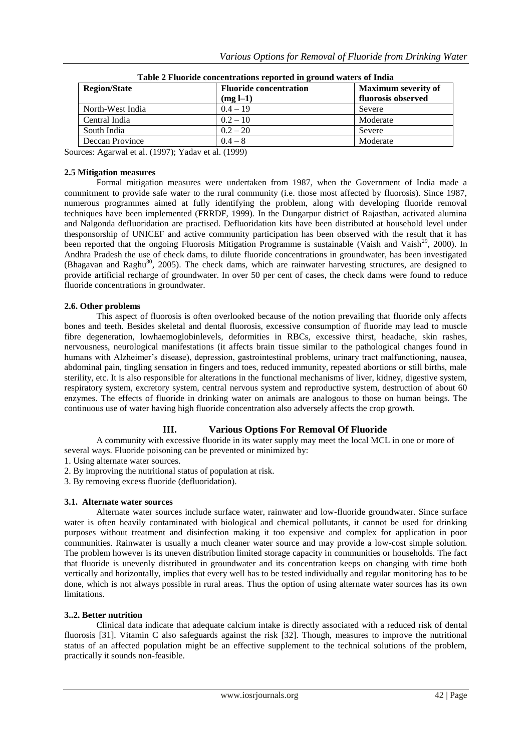**Table 2 Fluoride concentrations reported in ground waters of India**

| Region/State | Fluoride concentration (mg l–1) | Maximum severity of fluorosis observed |
|---|---|---|
| North-West India | 0.4 – 19 | Severe |
| Central India | 0.2 – 10 | Moderate |
| South India | 0.2 – 20 | Severe |
| Deccan Province | 0.4 – 8 | Moderate |

Sources: Agarwal et al. (1997); Yadav et al. (1999)

### 2.5 Mitigation measures

Formal mitigation measures were undertaken from 1987, when the Government of India made a commitment to provide safe water to the rural community (i.e. those most affected by fluorosis). Since 1987, numerous programmes aimed at fully identifying the problem, along with developing fluoride removal techniques have been implemented (FRRDF, 1999). In the Dungarpur district of Rajasthan, activated alumina and Nalgonda defluoridation are practised. Defluoridation kits have been distributed at household level under thesponsorship of UNICEF and active community participation has been observed with the result that it has been reported that the ongoing Fluorosis Mitigation Programme is sustainable (Vaish and Vaish[29], 2000). In Andhra Pradesh the use of check dams, to dilute fluoride concentrations in groundwater, has been investigated (Bhagavan and Raghu[30], 2005). The check dams, which are rainwater harvesting structures, are designed to provide artificial recharge of groundwater. In over 50 per cent of cases, the check dams were found to reduce fluoride concentrations in groundwater.

### 2.6. Other problems

This aspect of fluorosis is often overlooked because of the notion prevailing that fluoride only affects bones and teeth. Besides skeletal and dental fluorosis, excessive consumption of fluoride may lead to muscle fibre degeneration, lowhaemoglobinlevels, deformities in RBCs, excessive thirst, headache, skin rashes, nervousness, neurological manifestations (it affects brain tissue similar to the pathological changes found in humans with Alzheimer's disease), depression, gastrointestinal problems, urinary tract malfunctioning, nausea, abdominal pain, tingling sensation in fingers and toes, reduced immunity, repeated abortions or still births, male sterility, etc. It is also responsible for alterations in the functional mechanisms of liver, kidney, digestive system, respiratory system, excretory system, central nervous system and reproductive system, destruction of about 60 enzymes. The effects of fluoride in drinking water on animals are analogous to those on human beings. The continuous use of water having high fluoride concentration also adversely affects the crop growth.

## III. Various Options For Removal Of Fluoride

A community with excessive fluoride in its water supply may meet the local MCL in one or more of several ways. Fluoride poisoning can be prevented or minimized by:

1. Using alternate water sources.
2. By improving the nutritional status of population at risk.
3. By removing excess fluoride (defluoridation).

### 3.1. Alternate water sources

Alternate water sources include surface water, rainwater and low-fluoride groundwater. Since surface water is often heavily contaminated with biological and chemical pollutants, it cannot be used for drinking purposes without treatment and disinfection making it too expensive and complex for application in poor communities. Rainwater is usually a much cleaner water source and may provide a low-cost simple solution. The problem however is its uneven distribution limited storage capacity in communities or households. The fact that fluoride is unevenly distributed in groundwater and its concentration keeps on changing with time both vertically and horizontally, implies that every well has to be tested individually and regular monitoring has to be done, which is not always possible in rural areas. Thus the option of using alternate water sources has its own limitations.

### 3..2. Better nutrition

Clinical data indicate that adequate calcium intake is directly associated with a reduced risk of dental fluorosis [31]. Vitamin C also safeguards against the risk [32]. Though, measures to improve the nutritional status of an affected population might be an effective supplement to the technical solutions of the problem, practically it sounds non-feasible.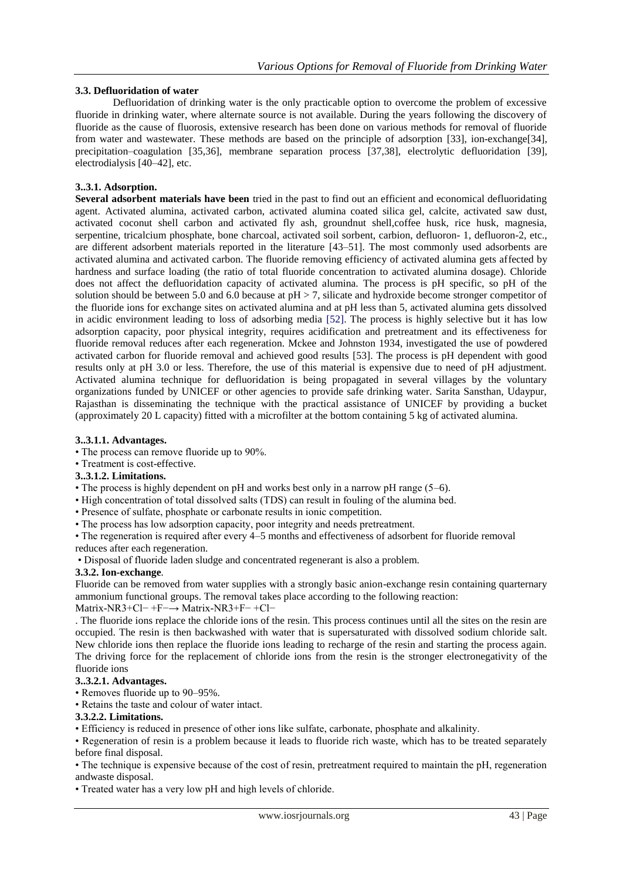### 3.3. Defluoridation of water

Defluoridation of drinking water is the only practicable option to overcome the problem of excessive fluoride in drinking water, where alternate source is not available. During the years following the discovery of fluoride as the cause of fluorosis, extensive research has been done on various methods for removal of fluoride from water and wastewater. These methods are based on the principle of adsorption [33], ion-exchange[34], precipitation–coagulation [35,36], membrane separation process [37,38], electrolytic defluoridation [39], electrodialysis [40–42], etc.

#### 3..3.1. Adsorption.

**Several adsorbent materials have been** tried in the past to find out an efficient and economical defluoridating agent. Activated alumina, activated carbon, activated alumina coated silica gel, calcite, activated saw dust, activated coconut shell carbon and activated fly ash, groundnut shell,coffee husk, rice husk, magnesia, serpentine, tricalcium phosphate, bone charcoal, activated soil sorbent, carbion, defluoron- 1, defluoron-2, etc., are different adsorbent materials reported in the literature [43–51]. The most commonly used adsorbents are activated alumina and activated carbon. The fluoride removing efficiency of activated alumina gets affected by hardness and surface loading (the ratio of total fluoride concentration to activated alumina dosage). Chloride does not affect the defluoridation capacity of activated alumina. The process is pH specific, so pH of the solution should be between 5.0 and 6.0 because at pH > 7, silicate and hydroxide become stronger competitor of the fluoride ions for exchange sites on activated alumina and at pH less than 5, activated alumina gets dissolved in acidic environment leading to loss of adsorbing media [52]. The process is highly selective but it has low adsorption capacity, poor physical integrity, requires acidification and pretreatment and its effectiveness for fluoride removal reduces after each regeneration. Mckee and Johnston 1934, investigated the use of powdered activated carbon for fluoride removal and achieved good results [53]. The process is pH dependent with good results only at pH 3.0 or less. Therefore, the use of this material is expensive due to need of pH adjustment. Activated alumina technique for defluoridation is being propagated in several villages by the voluntary organizations funded by UNICEF or other agencies to provide safe drinking water. Sarita Sansthan, Udaypur, Rajasthan is disseminating the technique with the practical assistance of UNICEF by providing a bucket (approximately 20 L capacity) fitted with a microfilter at the bottom containing 5 kg of activated alumina.

##### 3..3.1.1. Advantages.

- The process can remove fluoride up to 90%.
- Treatment is cost-effective.

##### 3..3.1.2. Limitations.

- The process is highly dependent on pH and works best only in a narrow pH range (5–6).
- High concentration of total dissolved salts (TDS) can result in fouling of the alumina bed.
- Presence of sulfate, phosphate or carbonate results in ionic competition.
- The process has low adsorption capacity, poor integrity and needs pretreatment.
- The regeneration is required after every 4–5 months and effectiveness of adsorbent for fluoride removal reduces after each regeneration.
- Disposal of fluoride laden sludge and concentrated regenerant is also a problem.

#### 3.3.2. Ion-exchange.

Fluoride can be removed from water supplies with a strongly basic anion-exchange resin containing quarternary ammonium functional groups. The removal takes place according to the following reaction:

$$\text{Matrix-NR}_3^+\text{Cl}^- + \text{F}^- \rightarrow \text{Matrix-NR}_3^+\text{F}^- + \text{Cl}^-$$

. The fluoride ions replace the chloride ions of the resin. This process continues until all the sites on the resin are occupied. The resin is then backwashed with water that is supersaturated with dissolved sodium chloride salt. New chloride ions then replace the fluoride ions leading to recharge of the resin and starting the process again. The driving force for the replacement of chloride ions from the resin is the stronger electronegativity of the fluoride ions

##### 3..3.2.1. Advantages.

- Removes fluoride up to 90–95%.
- Retains the taste and colour of water intact.

##### 3.3.2.2. Limitations.

- Efficiency is reduced in presence of other ions like sulfate, carbonate, phosphate and alkalinity.
- Regeneration of resin is a problem because it leads to fluoride rich waste, which has to be treated separately before final disposal.
- The technique is expensive because of the cost of resin, pretreatment required to maintain the pH, regeneration andwaste disposal.
- Treated water has a very low pH and high levels of chloride.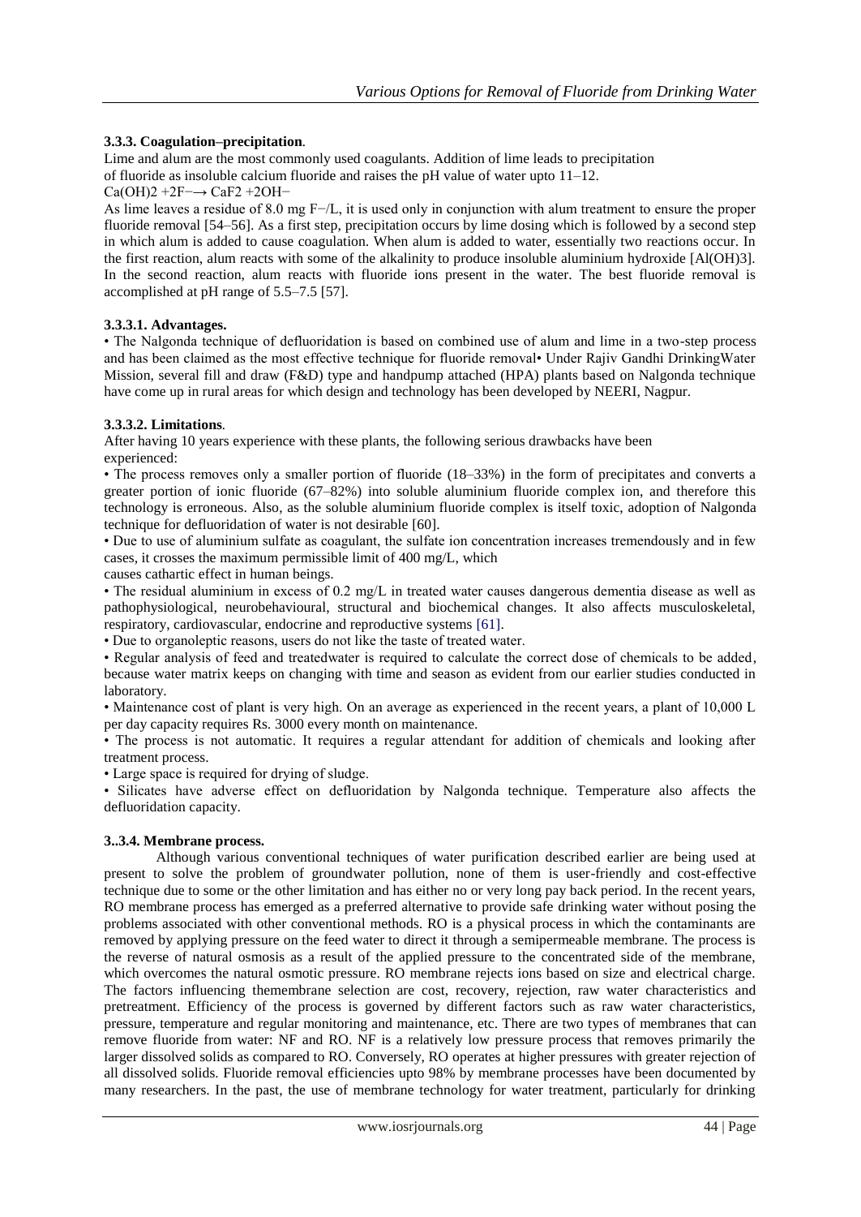### 3.3.3. Coagulation–precipitation.

Lime and alum are the most commonly used coagulants. Addition of lime leads to precipitation of fluoride as insoluble calcium fluoride and raises the pH value of water upto 11–12.

$Ca(OH)_2 + 2F^- \rightarrow CaF_2 + 2OH^-$

As lime leaves a residue of 8.0 mg $F^-$/L, it is used only in conjunction with alum treatment to ensure the proper fluoride removal [54–56]. As a first step, precipitation occurs by lime dosing which is followed by a second step in which alum is added to cause coagulation. When alum is added to water, essentially two reactions occur. In the first reaction, alum reacts with some of the alkalinity to produce insoluble aluminium hydroxide [$Al(OH)_3$]. In the second reaction, alum reacts with fluoride ions present in the water. The best fluoride removal is accomplished at pH range of 5.5–7.5 [57].

#### 3.3.3.1. Advantages.

- The Nalgonda technique of defluoridation is based on combined use of alum and lime in a two-step process and has been claimed as the most effective technique for fluoride removal
- Under Rajiv Gandhi DrinkingWater Mission, several fill and draw (F&D) type and handpump attached (HPA) plants based on Nalgonda technique have come up in rural areas for which design and technology has been developed by NEERI, Nagpur.

#### 3.3.3.2. Limitations.

After having 10 years experience with these plants, the following serious drawbacks have been experienced:

- The process removes only a smaller portion of fluoride (18–33%) in the form of precipitates and converts a greater portion of ionic fluoride (67–82%) into soluble aluminium fluoride complex ion, and therefore this technology is erroneous. Also, as the soluble aluminium fluoride complex is itself toxic, adoption of Nalgonda technique for defluoridation of water is not desirable [60].
- Due to use of aluminium sulfate as coagulant, the sulfate ion concentration increases tremendously and in few cases, it crosses the maximum permissible limit of 400 mg/L, which causes cathartic effect in human beings.
- The residual aluminium in excess of 0.2 mg/L in treated water causes dangerous dementia disease as well as pathophysiological, neurobehavioural, structural and biochemical changes. It also affects musculoskeletal, respiratory, cardiovascular, endocrine and reproductive systems [61].
- Due to organoleptic reasons, users do not like the taste of treated water.
- Regular analysis of feed and treatedwater is required to calculate the correct dose of chemicals to be added, because water matrix keeps on changing with time and season as evident from our earlier studies conducted in laboratory.
- Maintenance cost of plant is very high. On an average as experienced in the recent years, a plant of 10,000 L per day capacity requires Rs. 3000 every month on maintenance.
- The process is not automatic. It requires a regular attendant for addition of chemicals and looking after treatment process.
- Large space is required for drying of sludge.
- Silicates have adverse effect on defluoridation by Nalgonda technique. Temperature also affects the defluoridation capacity.

### 3..3.4. Membrane process.

Although various conventional techniques of water purification described earlier are being used at present to solve the problem of groundwater pollution, none of them is user-friendly and cost-effective technique due to some or the other limitation and has either no or very long pay back period. In the recent years, RO membrane process has emerged as a preferred alternative to provide safe drinking water without posing the problems associated with other conventional methods. RO is a physical process in which the contaminants are removed by applying pressure on the feed water to direct it through a semipermeable membrane. The process is the reverse of natural osmosis as a result of the applied pressure to the concentrated side of the membrane, which overcomes the natural osmotic pressure. RO membrane rejects ions based on size and electrical charge. The factors influencing themembrane selection are cost, recovery, rejection, raw water characteristics and pretreatment. Efficiency of the process is governed by different factors such as raw water characteristics, pressure, temperature and regular monitoring and maintenance, etc. There are two types of membranes that can remove fluoride from water: NF and RO. NF is a relatively low pressure process that removes primarily the larger dissolved solids as compared to RO. Conversely, RO operates at higher pressures with greater rejection of all dissolved solids. Fluoride removal efficiencies upto 98% by membrane processes have been documented by many researchers. In the past, the use of membrane technology for water treatment, particularly for drinking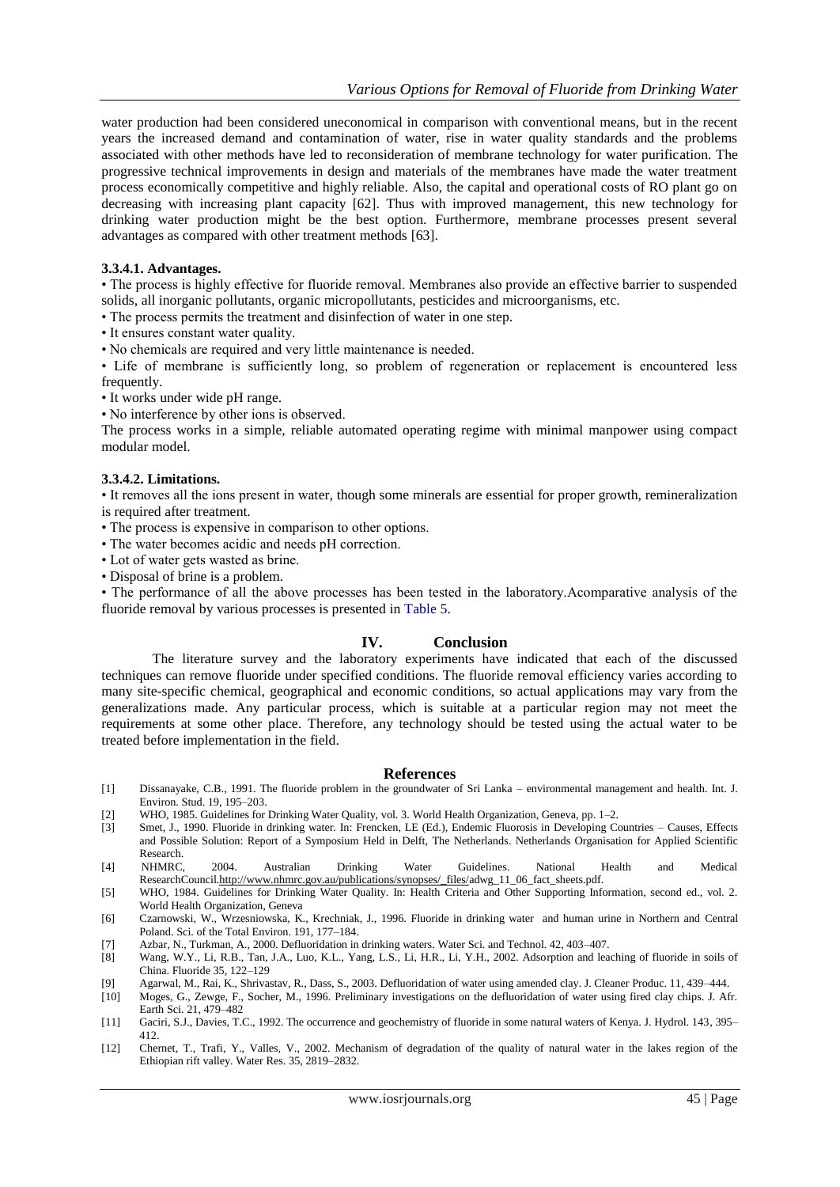water production had been considered uneconomical in comparison with conventional means, but in the recent years the increased demand and contamination of water, rise in water quality standards and the problems associated with other methods have led to reconsideration of membrane technology for water purification. The progressive technical improvements in design and materials of the membranes have made the water treatment process economically competitive and highly reliable. Also, the capital and operational costs of RO plant go on decreasing with increasing plant capacity [62]. Thus with improved management, this new technology for drinking water production might be the best option. Furthermore, membrane processes present several advantages as compared with other treatment methods [63].

#### 3.3.4.1. Advantages.

- The process is highly effective for fluoride removal. Membranes also provide an effective barrier to suspended solids, all inorganic pollutants, organic micropollutants, pesticides and microorganisms, etc.
- The process permits the treatment and disinfection of water in one step.
- It ensures constant water quality.
- No chemicals are required and very little maintenance is needed.
- Life of membrane is sufficiently long, so problem of regeneration or replacement is encountered less frequently.
- It works under wide pH range.
- No interference by other ions is observed.

The process works in a simple, reliable automated operating regime with minimal manpower using compact modular model.

#### 3.3.4.2. Limitations.

- It removes all the ions present in water, though some minerals are essential for proper growth, remineralization is required after treatment.
- The process is expensive in comparison to other options.
- The water becomes acidic and needs pH correction.
- Lot of water gets wasted as brine.
- Disposal of brine is a problem.
- The performance of all the above processes has been tested in the laboratory.Acomparative analysis of the fluoride removal by various processes is presented in Table 5.

## IV. Conclusion

The literature survey and the laboratory experiments have indicated that each of the discussed techniques can remove fluoride under specified conditions. The fluoride removal efficiency varies according to many site-specific chemical, geographical and economic conditions, so actual applications may vary from the generalizations made. Any particular process, which is suitable at a particular region may not meet the requirements at some other place. Therefore, any technology should be tested using the actual water to be treated before implementation in the field.

## References

[1] Dissanayake, C.B., 1991. The fluoride problem in the groundwater of Sri Lanka – environmental management and health. Int. J. Environ. Stud. 19, 195–203.

[2] WHO, 1985. Guidelines for Drinking Water Quality, vol. 3. World Health Organization, Geneva, pp. 1–2.

[3] Smet, J., 1990. Fluoride in drinking water. In: Frencken, LE (Ed.), Endemic Fluorosis in Developing Countries – Causes, Effects and Possible Solution: Report of a Symposium Held in Delft, The Netherlands. Netherlands Organisation for Applied Scientific Research.

[4] NHMRC, 2004. Australian Drinking Water Guidelines. National Health and Medical ResearchCouncil.http://www.nhmrc.gov.au/publications/synopses/_files/adwg_11_06_fact_sheets.pdf.

[5] WHO, 1984. Guidelines for Drinking Water Quality. In: Health Criteria and Other Supporting Information, second ed., vol. 2. World Health Organization, Geneva

[6] Czarnowski, W., Wrzesniowska, K., Krechniak, J., 1996. Fluoride in drinking water and human urine in Northern and Central Poland. Sci. of the Total Environ. 191, 177–184.

[7] Azbar, N., Turkman, A., 2000. Defluoridation in drinking waters. Water Sci. and Technol. 42, 403–407.

[8] Wang, W.Y., Li, R.B., Tan, J.A., Luo, K.L., Yang, L.S., Li, H.R., Li, Y.H., 2002. Adsorption and leaching of fluoride in soils of China. Fluoride 35, 122–129

[9] Agarwal, M., Rai, K., Shrivastav, R., Dass, S., 2003. Defluoridation of water using amended clay. J. Cleaner Produc. 11, 439–444.

[10] Moges, G., Zewge, F., Socher, M., 1996. Preliminary investigations on the defluoridation of water using fired clay chips. J. Afr. Earth Sci. 21, 479–482

[11] Gaciri, S.J., Davies, T.C., 1992. The occurrence and geochemistry of fluoride in some natural waters of Kenya. J. Hydrol. 143, 395–412.

[12] Chernet, T., Trafi, Y., Valles, V., 2002. Mechanism of degradation of the quality of natural water in the lakes region of the Ethiopian rift valley. Water Res. 35, 2819–2832.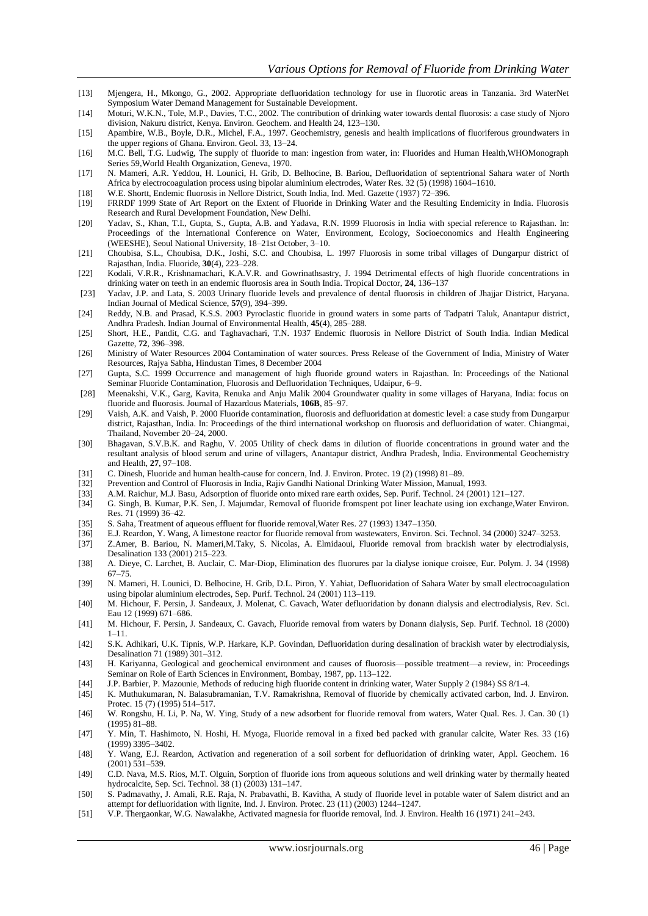[13] Mjengera, H., Mkongo, G., 2002. Appropriate defluoridation technology for use in fluorotic areas in Tanzania. 3rd WaterNet Symposium Water Demand Management for Sustainable Development.

[14] Moturi, W.K.N., Tole, M.P., Davies, T.C., 2002. The contribution of drinking water towards dental fluorosis: a case study of Njoro division, Nakuru district, Kenya. Environ. Geochem. and Health 24, 123–130.

[15] Apambire, W.B., Boyle, D.R., Michel, F.A., 1997. Geochemistry, genesis and health implications of fluoriferous groundwaters in the upper regions of Ghana. Environ. Geol. 33, 13–24.

[16] M.C. Bell, T.G. Ludwig, The supply of fluoride to man: ingestion from water, in: Fluorides and Human Health,WHOMonograph Series 59,World Health Organization, Geneva, 1970.

[17] N. Mameri, A.R. Yeddou, H. Lounici, H. Grib, D. Belhocine, B. Bariou, Defluoridation of septentrional Sahara water of North Africa by electrocoagulation process using bipolar aluminium electrodes, Water Res. 32 (5) (1998) 1604–1610.

[18] W.E. Shortt, Endemic fluorosis in Nellore District, South India, Ind. Med. Gazette (1937) 72–396.

[19] FRRDF 1999 State of Art Report on the Extent of Fluoride in Drinking Water and the Resulting Endemicity in India. Fluorosis Research and Rural Development Foundation, New Delhi.

[20] Yadav, S., Khan, T.I., Gupta, S., Gupta, A.B. and Yadava, R.N. 1999 Fluorosis in India with special reference to Rajasthan. In: Proceedings of the International Conference on Water, Environment, Ecology, Socioeconomics and Health Engineering (WEESHE), Seoul National University, 18–21st October, 3–10.

[21] Choubisa, S.L., Choubisa, D.K., Joshi, S.C. and Choubisa, L. 1997 Fluorosis in some tribal villages of Dungarpur district of Rajasthan, India. Fluoride, **30**(4), 223–228.

[22] Kodali, V.R.R., Krishnamachari, K.A.V.R. and Gowrinathsastry, J. 1994 Detrimental effects of high fluoride concentrations in drinking water on teeth in an endemic fluorosis area in South India. Tropical Doctor, **24**, 136–137

[23] Yadav, J.P. and Lata, S. 2003 Urinary fluoride levels and prevalence of dental fluorosis in children of Jhajjar District, Haryana. Indian Journal of Medical Science, **57**(9), 394–399.

[24] Reddy, N.B. and Prasad, K.S.S. 2003 Pyroclastic fluoride in ground waters in some parts of Tadpatri Taluk, Anantapur district, Andhra Pradesh. Indian Journal of Environmental Health, **45**(4), 285–288.

[25] Short, H.E., Pandit, C.G. and Taghavachari, T.N. 1937 Endemic fluorosis in Nellore District of South India. Indian Medical Gazette, **72**, 396–398.

[26] Ministry of Water Resources 2004 Contamination of water sources. Press Release of the Government of India, Ministry of Water Resources, Rajya Sabha, Hindustan Times, 8 December 2004

[27] Gupta, S.C. 1999 Occurrence and management of high fluoride ground waters in Rajasthan. In: Proceedings of the National Seminar Fluoride Contamination, Fluorosis and Defluoridation Techniques, Udaipur, 6–9.

[28] Meenakshi, V.K., Garg, Kavita, Renuka and Anju Malik 2004 Groundwater quality in some villages of Haryana, India: focus on fluoride and fluorosis. Journal of Hazardous Materials, **106B**, 85–97.

[29] Vaish, A.K. and Vaish, P. 2000 Fluoride contamination, fluorosis and defluoridation at domestic level: a case study from Dungarpur district, Rajasthan, India. In: Proceedings of the third international workshop on fluorosis and defluoridation of water. Chiangmai, Thailand, November 20–24, 2000.

[30] Bhagavan, S.V.B.K. and Raghu, V. 2005 Utility of check dams in dilution of fluoride concentrations in ground water and the resultant analysis of blood serum and urine of villagers, Anantapur district, Andhra Pradesh, India. Environmental Geochemistry and Health, **27**, 97–108.

[31] C. Dinesh, Fluoride and human health-cause for concern, Ind. J. Environ. Protec. 19 (2) (1998) 81–89.

[32] Prevention and Control of Fluorosis in India, Rajiv Gandhi National Drinking Water Mission, Manual, 1993.

[33] A.M. Raichur, M.J. Basu, Adsorption of fluoride onto mixed rare earth oxides, Sep. Purif. Technol. 24 (2001) 121–127.

[34] G. Singh, B. Kumar, P.K. Sen, J. Majumdar, Removal of fluoride fromspent pot liner leachate using ion exchange,Water Environ. Res. 71 (1999) 36–42.

[35] S. Saha, Treatment of aqueous effluent for fluoride removal,Water Res. 27 (1993) 1347–1350.

[36] E.J. Reardon, Y. Wang, A limestone reactor for fluoride removal from wastewaters, Environ. Sci. Technol. 34 (2000) 3247–3253.

[37] Z.Amer, B. Bariou, N. Mameri,M.Taky, S. Nicolas, A. Elmidaoui, Fluoride removal from brackish water by electrodialysis, Desalination 133 (2001) 215–223.

[38] A. Dieye, C. Larchet, B. Auclair, C. Mar-Diop, Elimination des fluorures par la dialyse ionique croisee, Eur. Polym. J. 34 (1998) 67–75.

[39] N. Mameri, H. Lounici, D. Belhocine, H. Grib, D.L. Piron, Y. Yahiat, Defluoridation of Sahara Water by small electrocoagulation using bipolar aluminium electrodes, Sep. Purif. Technol. 24 (2001) 113–119.

[40] M. Hichour, F. Persin, J. Sandeaux, J. Molenat, C. Gavach, Water defluoridation by donann dialysis and electrodialysis, Rev. Sci. Eau 12 (1999) 671–686.

[41] M. Hichour, F. Persin, J. Sandeaux, C. Gavach, Fluoride removal from waters by Donann dialysis, Sep. Purif. Technol. 18 (2000) 1–11.

[42] S.K. Adhikari, U.K. Tipnis, W.P. Harkare, K.P. Govindan, Defluoridation during desalination of brackish water by electrodialysis, Desalination 71 (1989) 301–312.

[43] H. Kariyanna, Geological and geochemical environment and causes of fluorosis—possible treatment—a review, in: Proceedings Seminar on Role of Earth Sciences in Environment, Bombay, 1987, pp. 113–122.

[44] J.P. Barbier, P. Mazounie, Methods of reducing high fluoride content in drinking water, Water Supply 2 (1984) SS 8/1-4.

[45] K. Muthukumaran, N. Balasubramanian, T.V. Ramakrishna, Removal of fluoride by chemically activated carbon, Ind. J. Environ. Protec. 15 (7) (1995) 514–517.

[46] W. Rongshu, H. Li, P. Na, W. Ying, Study of a new adsorbent for fluoride removal from waters, Water Qual. Res. J. Can. 30 (1) (1995) 81–88.

[47] Y. Min, T. Hashimoto, N. Hoshi, H. Myoga, Fluoride removal in a fixed bed packed with granular calcite, Water Res. 33 (16) (1999) 3395–3402.

[48] Y. Wang, E.J. Reardon, Activation and regeneration of a soil sorbent for defluoridation of drinking water, Appl. Geochem. 16 (2001) 531–539.

[49] C.D. Nava, M.S. Rios, M.T. Olguin, Sorption of fluoride ions from aqueous solutions and well drinking water by thermally heated hydrocalcite, Sep. Sci. Technol. 38 (1) (2003) 131–147.

[50] S. Padmavathy, J. Amali, R.E. Raja, N. Prabavathi, B. Kavitha, A study of fluoride level in potable water of Salem district and an attempt for defluoridation with lignite, Ind. J. Environ. Protec. 23 (11) (2003) 1244–1247.

[51] V.P. Thergaonkar, W.G. Nawalakhe, Activated magnesia for fluoride removal, Ind. J. Environ. Health 16 (1971) 241–243.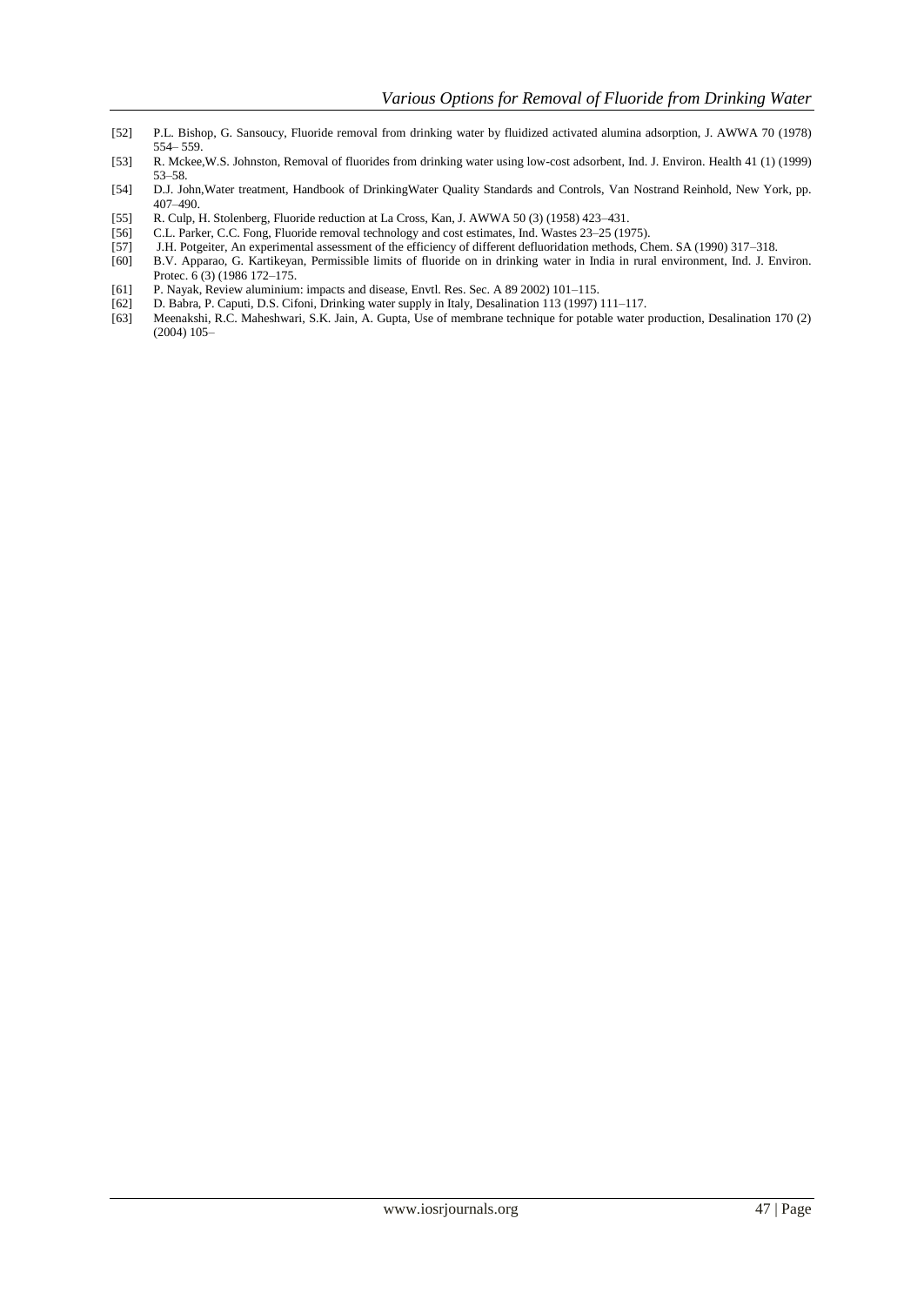[52] P.L. Bishop, G. Sansoucy, Fluoride removal from drinking water by fluidized activated alumina adsorption, J. AWWA 70 (1978) 554– 559.

[53] R. Mckee,W.S. Johnston, Removal of fluorides from drinking water using low-cost adsorbent, Ind. J. Environ. Health 41 (1) (1999) 53–58.

[54] D.J. John,Water treatment, Handbook of DrinkingWater Quality Standards and Controls, Van Nostrand Reinhold, New York, pp. 407–490.

[55] R. Culp, H. Stolenberg, Fluoride reduction at La Cross, Kan, J. AWWA 50 (3) (1958) 423–431.

[56] C.L. Parker, C.C. Fong, Fluoride removal technology and cost estimates, Ind. Wastes 23–25 (1975).

[57] J.H. Potgeiter, An experimental assessment of the efficiency of different defluoridation methods, Chem. SA (1990) 317–318.

[60] B.V. Apparao, G. Kartikeyan, Permissible limits of fluoride on in drinking water in India in rural environment, Ind. J. Environ. Protec. 6 (3) (1986 172–175.

[61] P. Nayak, Review aluminium: impacts and disease, Envtl. Res. Sec. A 89 2002) 101–115.

[62] D. Babra, P. Caputi, D.S. Cifoni, Drinking water supply in Italy, Desalination 113 (1997) 111–117.

[63] Meenakshi, R.C. Maheshwari, S.K. Jain, A. Gupta, Use of membrane technique for potable water production, Desalination 170 (2) (2004) 105–